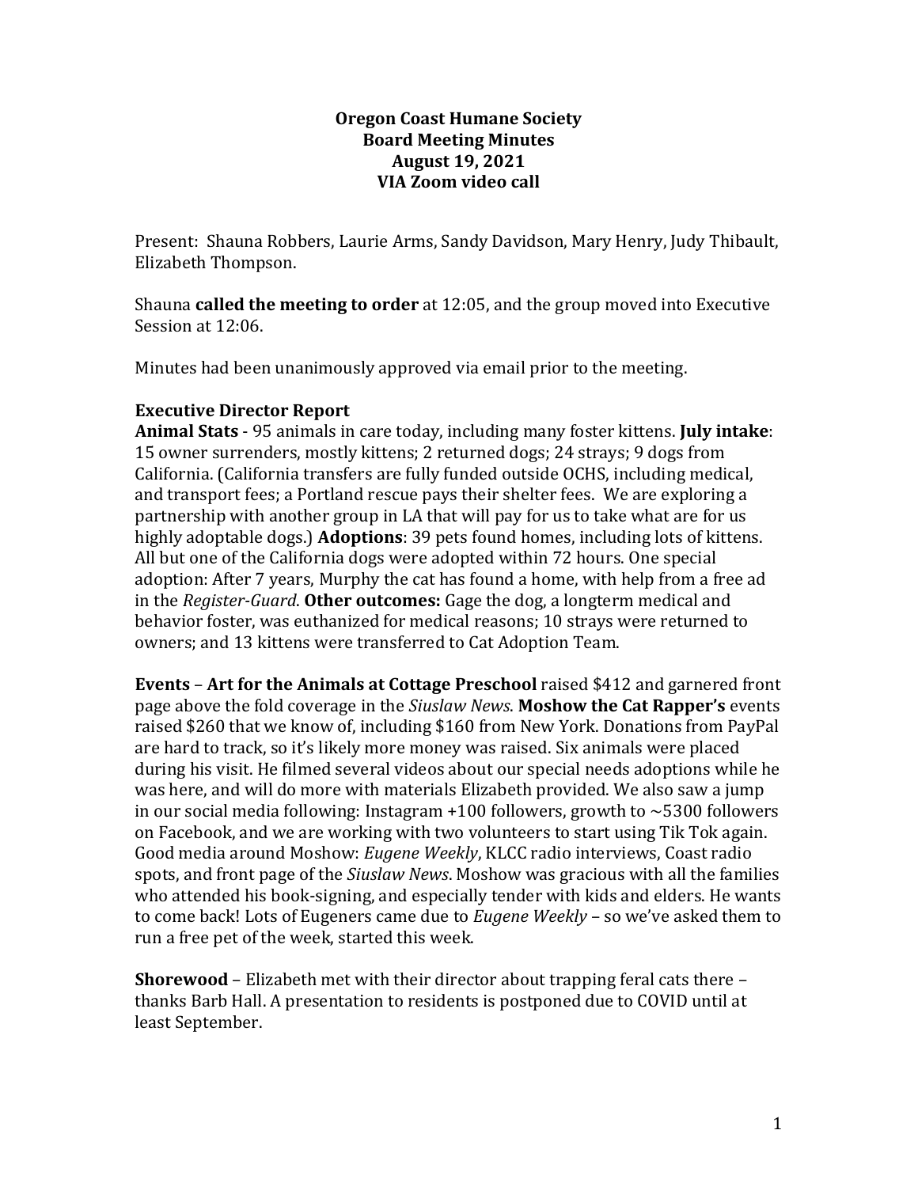**Oregon Coast Humane Society**
**Board Meeting Minutes**
**August 19, 2021**
**VIA Zoom video call**

Present: Shauna Robbers, Laurie Arms, Sandy Davidson, Mary Henry, Judy Thibault, Elizabeth Thompson.

Shauna **called the meeting to order** at 12:05, and the group moved into Executive Session at 12:06.

Minutes had been unanimously approved via email prior to the meeting.

### Executive Director Report

**Animal Stats** - 95 animals in care today, including many foster kittens. **July intake**: 15 owner surrenders, mostly kittens; 2 returned dogs; 24 strays; 9 dogs from California. (California transfers are fully funded outside OCHS, including medical, and transport fees; a Portland rescue pays their shelter fees. We are exploring a partnership with another group in LA that will pay for us to take what are for us highly adoptable dogs.) **Adoptions**: 39 pets found homes, including lots of kittens. All but one of the California dogs were adopted within 72 hours. One special adoption: After 7 years, Murphy the cat has found a home, with help from a free ad in the *Register-Guard*. **Other outcomes:** Gage the dog, a longterm medical and behavior foster, was euthanized for medical reasons; 10 strays were returned to owners; and 13 kittens were transferred to Cat Adoption Team.

**Events** – **Art for the Animals at Cottage Preschool** raised $412 and garnered front page above the fold coverage in the *Siuslaw News*. **Moshow the Cat Rapper's** events raised $260 that we know of, including $160 from New York. Donations from PayPal are hard to track, so it's likely more money was raised. Six animals were placed during his visit. He filmed several videos about our special needs adoptions while he was here, and will do more with materials Elizabeth provided. We also saw a jump in our social media following: Instagram +100 followers, growth to ~5300 followers on Facebook, and we are working with two volunteers to start using Tik Tok again. Good media around Moshow: *Eugene Weekly*, KLCC radio interviews, Coast radio spots, and front page of the *Siuslaw News*. Moshow was gracious with all the families who attended his book-signing, and especially tender with kids and elders. He wants to come back! Lots of Eugeners came due to *Eugene Weekly* – so we've asked them to run a free pet of the week, started this week.

**Shorewood** – Elizabeth met with their director about trapping feral cats there – thanks Barb Hall. A presentation to residents is postponed due to COVID until at least September.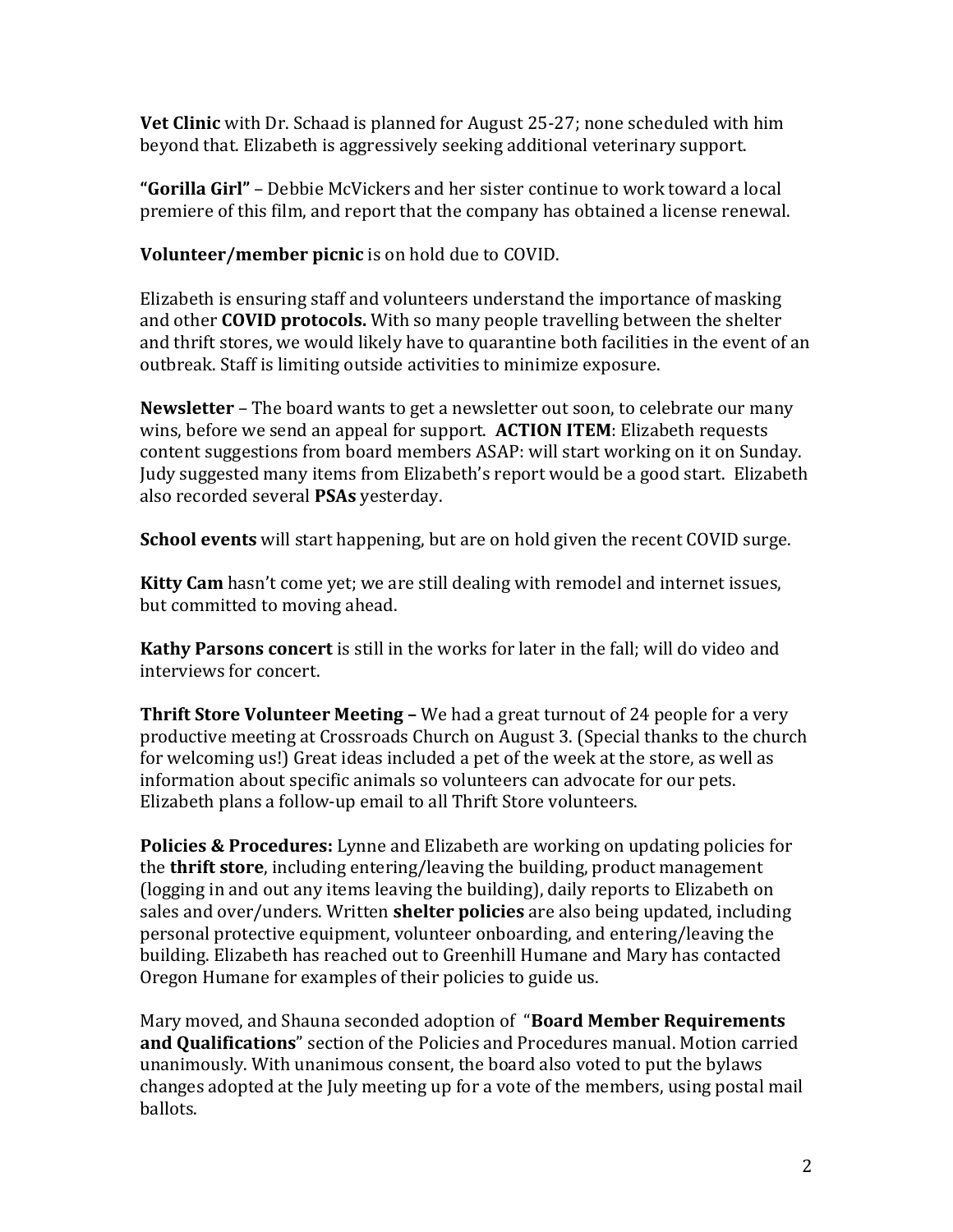**Vet Clinic** with Dr. Schaad is planned for August 25-27; none scheduled with him beyond that. Elizabeth is aggressively seeking additional veterinary support.

**"Gorilla Girl"** – Debbie McVickers and her sister continue to work toward a local premiere of this film, and report that the company has obtained a license renewal.

**Volunteer/member picnic** is on hold due to COVID.

Elizabeth is ensuring staff and volunteers understand the importance of masking and other **COVID protocols.** With so many people travelling between the shelter and thrift stores, we would likely have to quarantine both facilities in the event of an outbreak. Staff is limiting outside activities to minimize exposure.

**Newsletter** – The board wants to get a newsletter out soon, to celebrate our many wins, before we send an appeal for support. **ACTION ITEM**: Elizabeth requests content suggestions from board members ASAP: will start working on it on Sunday. Judy suggested many items from Elizabeth's report would be a good start. Elizabeth also recorded several **PSAs** yesterday.

**School events** will start happening, but are on hold given the recent COVID surge.

**Kitty Cam** hasn't come yet; we are still dealing with remodel and internet issues, but committed to moving ahead.

**Kathy Parsons concert** is still in the works for later in the fall; will do video and interviews for concert.

**Thrift Store Volunteer Meeting –** We had a great turnout of 24 people for a very productive meeting at Crossroads Church on August 3. (Special thanks to the church for welcoming us!) Great ideas included a pet of the week at the store, as well as information about specific animals so volunteers can advocate for our pets. Elizabeth plans a follow-up email to all Thrift Store volunteers.

**Policies & Procedures:** Lynne and Elizabeth are working on updating policies for the **thrift store**, including entering/leaving the building, product management (logging in and out any items leaving the building), daily reports to Elizabeth on sales and over/unders. Written **shelter policies** are also being updated, including personal protective equipment, volunteer onboarding, and entering/leaving the building. Elizabeth has reached out to Greenhill Humane and Mary has contacted Oregon Humane for examples of their policies to guide us.

Mary moved, and Shauna seconded adoption of "**Board Member Requirements and Qualifications**" section of the Policies and Procedures manual. Motion carried unanimously. With unanimous consent, the board also voted to put the bylaws changes adopted at the July meeting up for a vote of the members, using postal mail ballots.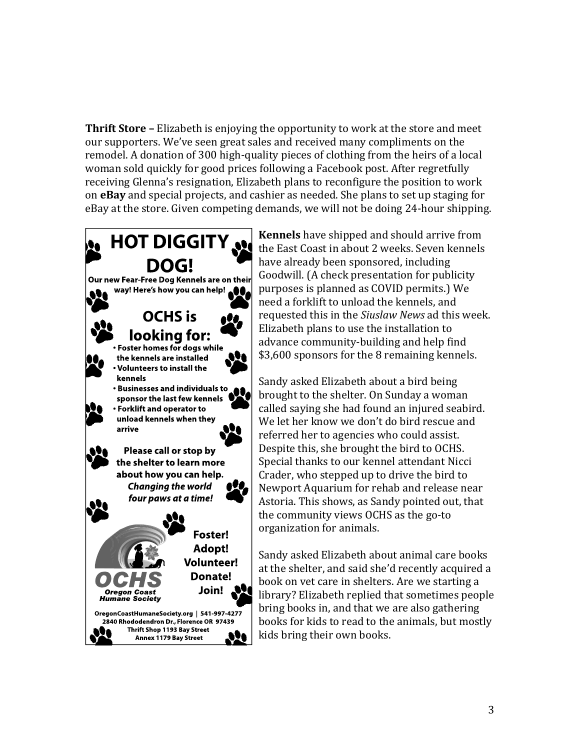**Thrift Store –** Elizabeth is enjoying the opportunity to work at the store and meet our supporters. We've seen great sales and received many compliments on the remodel. A donation of 300 high-quality pieces of clothing from the heirs of a local woman sold quickly for good prices following a Facebook post. After regretfully receiving Glenna's resignation, Elizabeth plans to reconfigure the position to work on **eBay** and special projects, and cashier as needed. She plans to set up staging for eBay at the store. Given competing demands, we will not be doing 24-hour shipping.

**HOT DIGGITY DOG!**

**Our new Fear-Free Dog Kennels are on their way! Here's how you can help!**

**OCHS is looking for:**

- **Foster homes for dogs while the kennels are installed**
- **Volunteers to install the kennels**
- **Businesses and individuals to sponsor the last few kennels**
- **Forklift and operator to unload kennels when they arrive**

**Please call or stop by the shelter to learn more about how you can help.**
***Changing the world four paws at a time!***

**Foster! Adopt! Volunteer! Donate! Join!**

**OCHS**
***Oregon Coast Humane Society***

**OregonCoastHumaneSociety.org | 541-997-4277**
**2840 Rhododendron Dr., Florence OR 97439**
**Thrift Shop 1193 Bay Street**
**Annex 1179 Bay Street**

**Kennels** have shipped and should arrive from the East Coast in about 2 weeks. Seven kennels have already been sponsored, including Goodwill. (A check presentation for publicity purposes is planned as COVID permits.) We need a forklift to unload the kennels, and requested this in the *Siuslaw News* ad this week. Elizabeth plans to use the installation to advance community-building and help find $3,600 sponsors for the 8 remaining kennels.

Sandy asked Elizabeth about a bird being brought to the shelter. On Sunday a woman called saying she had found an injured seabird. We let her know we don't do bird rescue and referred her to agencies who could assist. Despite this, she brought the bird to OCHS. Special thanks to our kennel attendant Nicci Crader, who stepped up to drive the bird to Newport Aquarium for rehab and release near Astoria. This shows, as Sandy pointed out, that the community views OCHS as the go-to organization for animals.

Sandy asked Elizabeth about animal care books at the shelter, and said she'd recently acquired a book on vet care in shelters. Are we starting a library? Elizabeth replied that sometimes people bring books in, and that we are also gathering books for kids to read to the animals, but mostly kids bring their own books.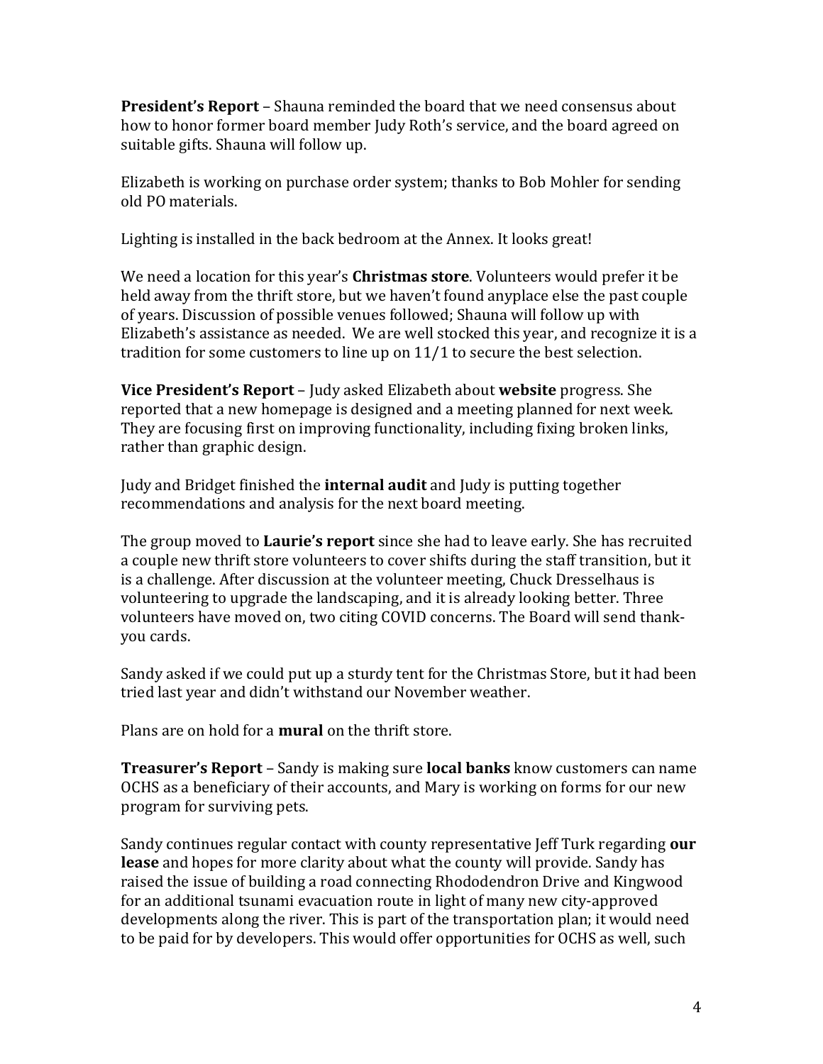**President's Report** – Shauna reminded the board that we need consensus about how to honor former board member Judy Roth's service, and the board agreed on suitable gifts. Shauna will follow up.

Elizabeth is working on purchase order system; thanks to Bob Mohler for sending old PO materials.

Lighting is installed in the back bedroom at the Annex. It looks great!

We need a location for this year's **Christmas store**. Volunteers would prefer it be held away from the thrift store, but we haven't found anyplace else the past couple of years. Discussion of possible venues followed; Shauna will follow up with Elizabeth's assistance as needed. We are well stocked this year, and recognize it is a tradition for some customers to line up on 11/1 to secure the best selection.

**Vice President's Report** – Judy asked Elizabeth about **website** progress. She reported that a new homepage is designed and a meeting planned for next week. They are focusing first on improving functionality, including fixing broken links, rather than graphic design.

Judy and Bridget finished the **internal audit** and Judy is putting together recommendations and analysis for the next board meeting.

The group moved to **Laurie's report** since she had to leave early. She has recruited a couple new thrift store volunteers to cover shifts during the staff transition, but it is a challenge. After discussion at the volunteer meeting, Chuck Dresselhaus is volunteering to upgrade the landscaping, and it is already looking better. Three volunteers have moved on, two citing COVID concerns. The Board will send thank-you cards.

Sandy asked if we could put up a sturdy tent for the Christmas Store, but it had been tried last year and didn't withstand our November weather.

Plans are on hold for a **mural** on the thrift store.

**Treasurer's Report** – Sandy is making sure **local banks** know customers can name OCHS as a beneficiary of their accounts, and Mary is working on forms for our new program for surviving pets.

Sandy continues regular contact with county representative Jeff Turk regarding **our lease** and hopes for more clarity about what the county will provide. Sandy has raised the issue of building a road connecting Rhododendron Drive and Kingwood for an additional tsunami evacuation route in light of many new city-approved developments along the river. This is part of the transportation plan; it would need to be paid for by developers. This would offer opportunities for OCHS as well, such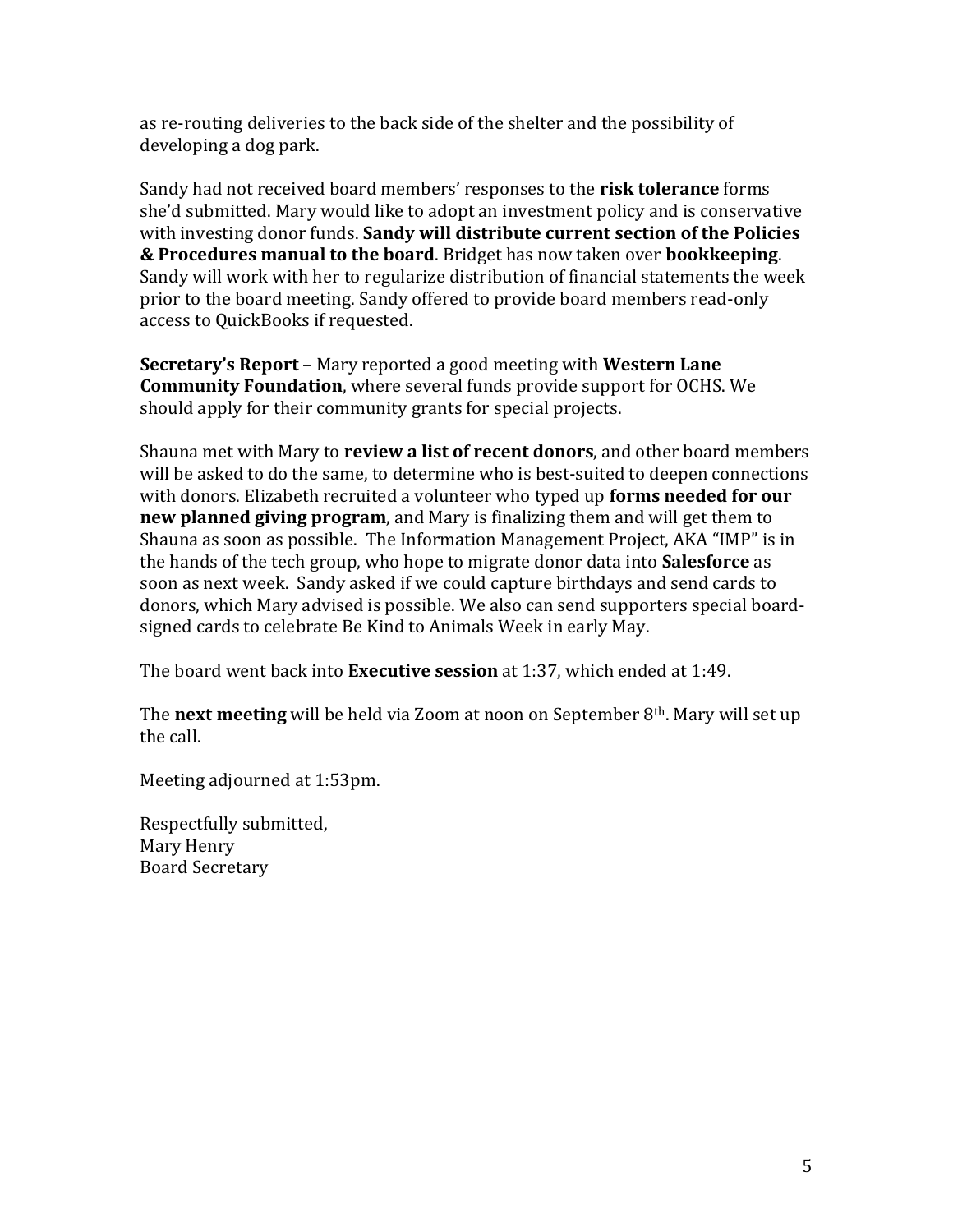as re-routing deliveries to the back side of the shelter and the possibility of developing a dog park.

Sandy had not received board members' responses to the **risk tolerance** forms she'd submitted. Mary would like to adopt an investment policy and is conservative with investing donor funds. **Sandy will distribute current section of the Policies & Procedures manual to the board**. Bridget has now taken over **bookkeeping**. Sandy will work with her to regularize distribution of financial statements the week prior to the board meeting. Sandy offered to provide board members read-only access to QuickBooks if requested.

**Secretary's Report** – Mary reported a good meeting with **Western Lane Community Foundation**, where several funds provide support for OCHS. We should apply for their community grants for special projects.

Shauna met with Mary to **review a list of recent donors**, and other board members will be asked to do the same, to determine who is best-suited to deepen connections with donors. Elizabeth recruited a volunteer who typed up **forms needed for our new planned giving program**, and Mary is finalizing them and will get them to Shauna as soon as possible. The Information Management Project, AKA "IMP" is in the hands of the tech group, who hope to migrate donor data into **Salesforce** as soon as next week. Sandy asked if we could capture birthdays and send cards to donors, which Mary advised is possible. We also can send supporters special board-signed cards to celebrate Be Kind to Animals Week in early May.

The board went back into **Executive session** at 1:37, which ended at 1:49.

The **next meeting** will be held via Zoom at noon on September 8th. Mary will set up the call.

Meeting adjourned at 1:53pm.

Respectfully submitted,
Mary Henry
Board Secretary